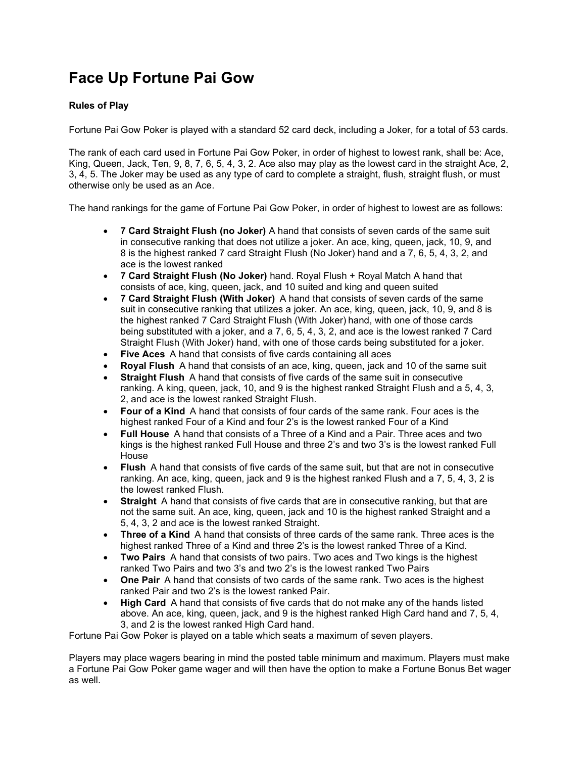# Face Up Fortune Pai Gow

**Rules of Play**

Fortune Pai Gow Poker is played with a standard 52 card deck, including a Joker, for a total of 53 cards.

The rank of each card used in Fortune Pai Gow Poker, in order of highest to lowest rank, shall be: Ace, King, Queen, Jack, Ten, 9, 8, 7, 6, 5, 4, 3, 2. Ace also may play as the lowest card in the straight Ace, 2, 3, 4, 5. The Joker may be used as any type of card to complete a straight, flush, straight flush, or must otherwise only be used as an Ace.

The hand rankings for the game of Fortune Pai Gow Poker, in order of highest to lowest are as follows:

- **7 Card Straight Flush (no Joker)** A hand that consists of seven cards of the same suit in consecutive ranking that does not utilize a joker. An ace, king, queen, jack, 10, 9, and 8 is the highest ranked 7 card Straight Flush (No Joker) hand and a 7, 6, 5, 4, 3, 2, and ace is the lowest ranked
- **7 Card Straight Flush (No Joker)** hand. Royal Flush + Royal Match A hand that consists of ace, king, queen, jack, and 10 suited and king and queen suited
- **7 Card Straight Flush (With Joker)** A hand that consists of seven cards of the same suit in consecutive ranking that utilizes a joker. An ace, king, queen, jack, 10, 9, and 8 is the highest ranked 7 Card Straight Flush (With Joker) hand, with one of those cards being substituted with a joker, and a 7, 6, 5, 4, 3, 2, and ace is the lowest ranked 7 Card Straight Flush (With Joker) hand, with one of those cards being substituted for a joker.
- **Five Aces** A hand that consists of five cards containing all aces
- **Royal Flush** A hand that consists of an ace, king, queen, jack and 10 of the same suit
- **Straight Flush** A hand that consists of five cards of the same suit in consecutive ranking. A king, queen, jack, 10, and 9 is the highest ranked Straight Flush and a 5, 4, 3, 2, and ace is the lowest ranked Straight Flush.
- **Four of a Kind** A hand that consists of four cards of the same rank. Four aces is the highest ranked Four of a Kind and four 2's is the lowest ranked Four of a Kind
- **Full House** A hand that consists of a Three of a Kind and a Pair. Three aces and two kings is the highest ranked Full House and three 2's and two 3's is the lowest ranked Full House
- **Flush** A hand that consists of five cards of the same suit, but that are not in consecutive ranking. An ace, king, queen, jack and 9 is the highest ranked Flush and a 7, 5, 4, 3, 2 is the lowest ranked Flush.
- **Straight** A hand that consists of five cards that are in consecutive ranking, but that are not the same suit. An ace, king, queen, jack and 10 is the highest ranked Straight and a 5, 4, 3, 2 and ace is the lowest ranked Straight.
- **Three of a Kind** A hand that consists of three cards of the same rank. Three aces is the highest ranked Three of a Kind and three 2's is the lowest ranked Three of a Kind.
- **Two Pairs** A hand that consists of two pairs. Two aces and Two kings is the highest ranked Two Pairs and two 3's and two 2's is the lowest ranked Two Pairs
- **One Pair** A hand that consists of two cards of the same rank. Two aces is the highest ranked Pair and two 2's is the lowest ranked Pair.
- **High Card** A hand that consists of five cards that do not make any of the hands listed above. An ace, king, queen, jack, and 9 is the highest ranked High Card hand and 7, 5, 4, 3, and 2 is the lowest ranked High Card hand.

Fortune Pai Gow Poker is played on a table which seats a maximum of seven players.

Players may place wagers bearing in mind the posted table minimum and maximum. Players must make a Fortune Pai Gow Poker game wager and will then have the option to make a Fortune Bonus Bet wager as well.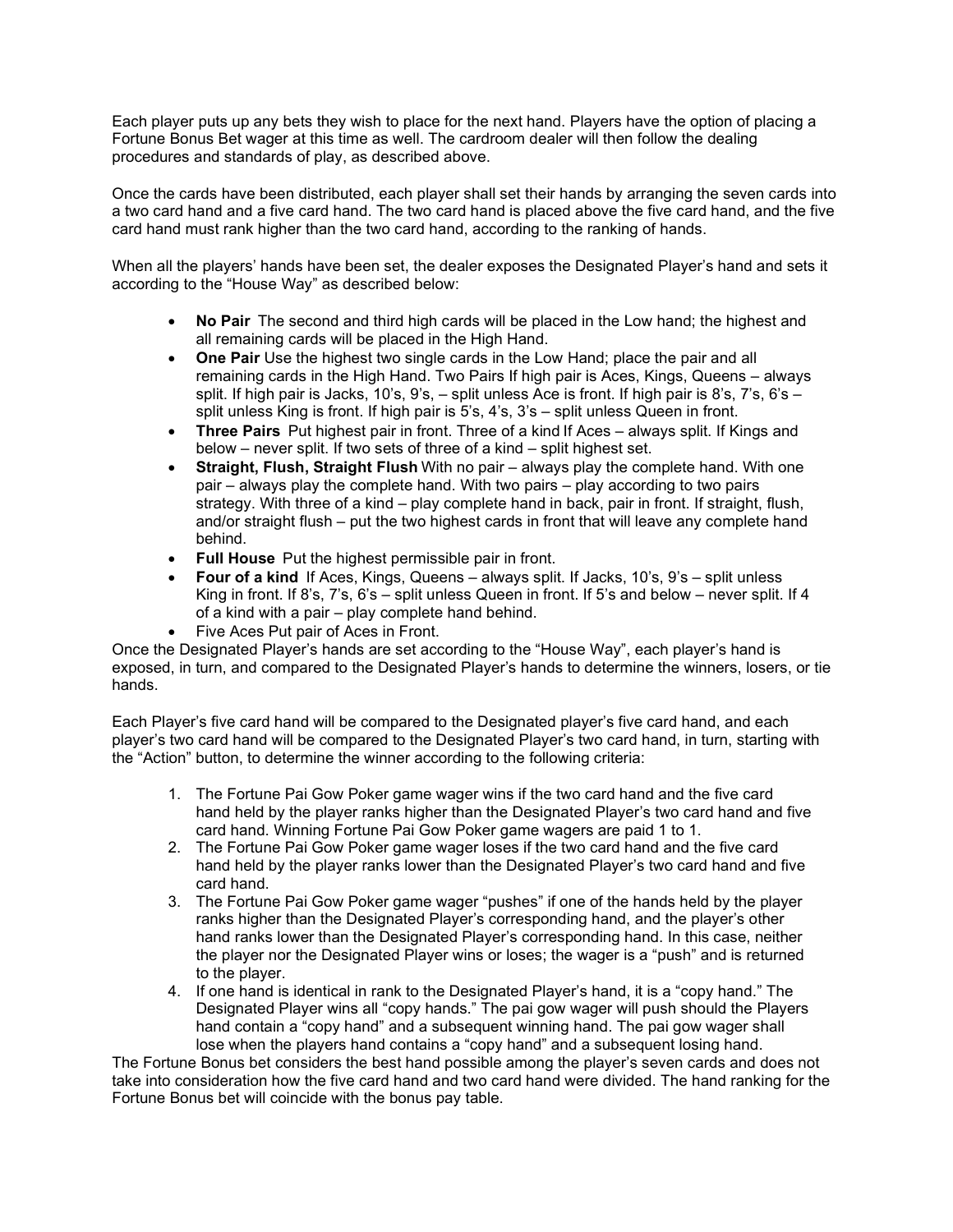Each player puts up any bets they wish to place for the next hand. Players have the option of placing a Fortune Bonus Bet wager at this time as well. The cardroom dealer will then follow the dealing procedures and standards of play, as described above.

Once the cards have been distributed, each player shall set their hands by arranging the seven cards into a two card hand and a five card hand. The two card hand is placed above the five card hand, and the five card hand must rank higher than the two card hand, according to the ranking of hands.

When all the players' hands have been set, the dealer exposes the Designated Player's hand and sets it according to the "House Way" as described below:

- **No Pair** The second and third high cards will be placed in the Low hand; the highest and all remaining cards will be placed in the High Hand.
- **One Pair** Use the highest two single cards in the Low Hand; place the pair and all remaining cards in the High Hand. Two Pairs If high pair is Aces, Kings, Queens – always split. If high pair is Jacks, 10's, 9's, – split unless Ace is front. If high pair is 8's, 7's, 6's – split unless King is front. If high pair is 5's, 4's, 3's – split unless Queen in front.
- **Three Pairs** Put highest pair in front. Three of a kind If Aces – always split. If Kings and below – never split. If two sets of three of a kind – split highest set.
- **Straight, Flush, Straight Flush** With no pair – always play the complete hand. With one pair – always play the complete hand. With two pairs – play according to two pairs strategy. With three of a kind – play complete hand in back, pair in front. If straight, flush, and/or straight flush – put the two highest cards in front that will leave any complete hand behind.
- **Full House** Put the highest permissible pair in front.
- **Four of a kind** If Aces, Kings, Queens – always split. If Jacks, 10's, 9's – split unless King in front. If 8's, 7's, 6's – split unless Queen in front. If 5's and below – never split. If 4 of a kind with a pair – play complete hand behind.
- Five Aces Put pair of Aces in Front.

Once the Designated Player's hands are set according to the "House Way", each player's hand is exposed, in turn, and compared to the Designated Player's hands to determine the winners, losers, or tie hands.

Each Player's five card hand will be compared to the Designated player's five card hand, and each player's two card hand will be compared to the Designated Player's two card hand, in turn, starting with the "Action" button, to determine the winner according to the following criteria:

1. The Fortune Pai Gow Poker game wager wins if the two card hand and the five card hand held by the player ranks higher than the Designated Player's two card hand and five card hand. Winning Fortune Pai Gow Poker game wagers are paid 1 to 1.
2. The Fortune Pai Gow Poker game wager loses if the two card hand and the five card hand held by the player ranks lower than the Designated Player's two card hand and five card hand.
3. The Fortune Pai Gow Poker game wager "pushes" if one of the hands held by the player ranks higher than the Designated Player's corresponding hand, and the player's other hand ranks lower than the Designated Player's corresponding hand. In this case, neither the player nor the Designated Player wins or loses; the wager is a "push" and is returned to the player.
4. If one hand is identical in rank to the Designated Player's hand, it is a "copy hand." The Designated Player wins all "copy hands." The pai gow wager will push should the Players hand contain a "copy hand" and a subsequent winning hand. The pai gow wager shall lose when the players hand contains a "copy hand" and a subsequent losing hand.

The Fortune Bonus bet considers the best hand possible among the player's seven cards and does not take into consideration how the five card hand and two card hand were divided. The hand ranking for the Fortune Bonus bet will coincide with the bonus pay table.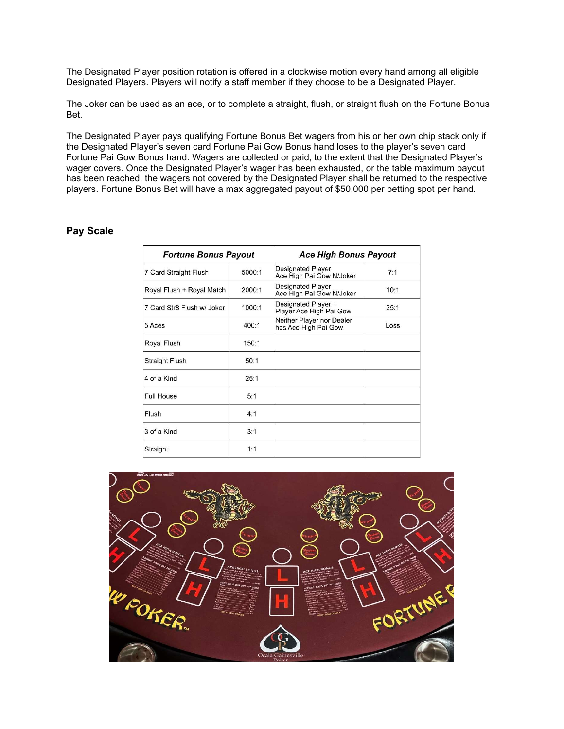The Designated Player position rotation is offered in a clockwise motion every hand among all eligible Designated Players. Players will notify a staff member if they choose to be a Designated Player.

The Joker can be used as an ace, or to complete a straight, flush, or straight flush on the Fortune Bonus Bet.

The Designated Player pays qualifying Fortune Bonus Bet wagers from his or her own chip stack only if the Designated Player's seven card Fortune Pai Gow Bonus hand loses to the player's seven card Fortune Pai Gow Bonus hand. Wagers are collected or paid, to the extent that the Designated Player's wager covers. Once the Designated Player's wager has been exhausted, or the table maximum payout has been reached, the wagers not covered by the Designated Player shall be returned to the respective players. Fortune Bonus Bet will have a max aggregated payout of $50,000 per betting spot per hand.

### Pay Scale

| ***Fortune Bonus Payout*** | | ***Ace High Bonus Payout*** | |
|---|---|---|---|
| 7 Card Straight Flush | 5000:1 | Designated Player Ace High Pai Gow N/Joker | 7:1 |
| Royal Flush + Royal Match | 2000:1 | Designated Player Ace High Pai Gow N/Joker | 10:1 |
| 7 Card Str8 Flush w/ Joker | 1000:1 | Designated Player + Player Ace High Pai Gow | 25:1 |
| 5 Aces | 400:1 | Neither Player nor Dealer has Ace High Pai Gow | Loss |
| Royal Flush | 150:1 | | |
| Straight Flush | 50:1 | | |
| 4 of a Kind | 25:1 | | |
| Full House | 5:1 | | |
| Flush | 4:1 | | |
| 3 of a Kind | 3:1 | | |
| Straight | 1:1 | | |